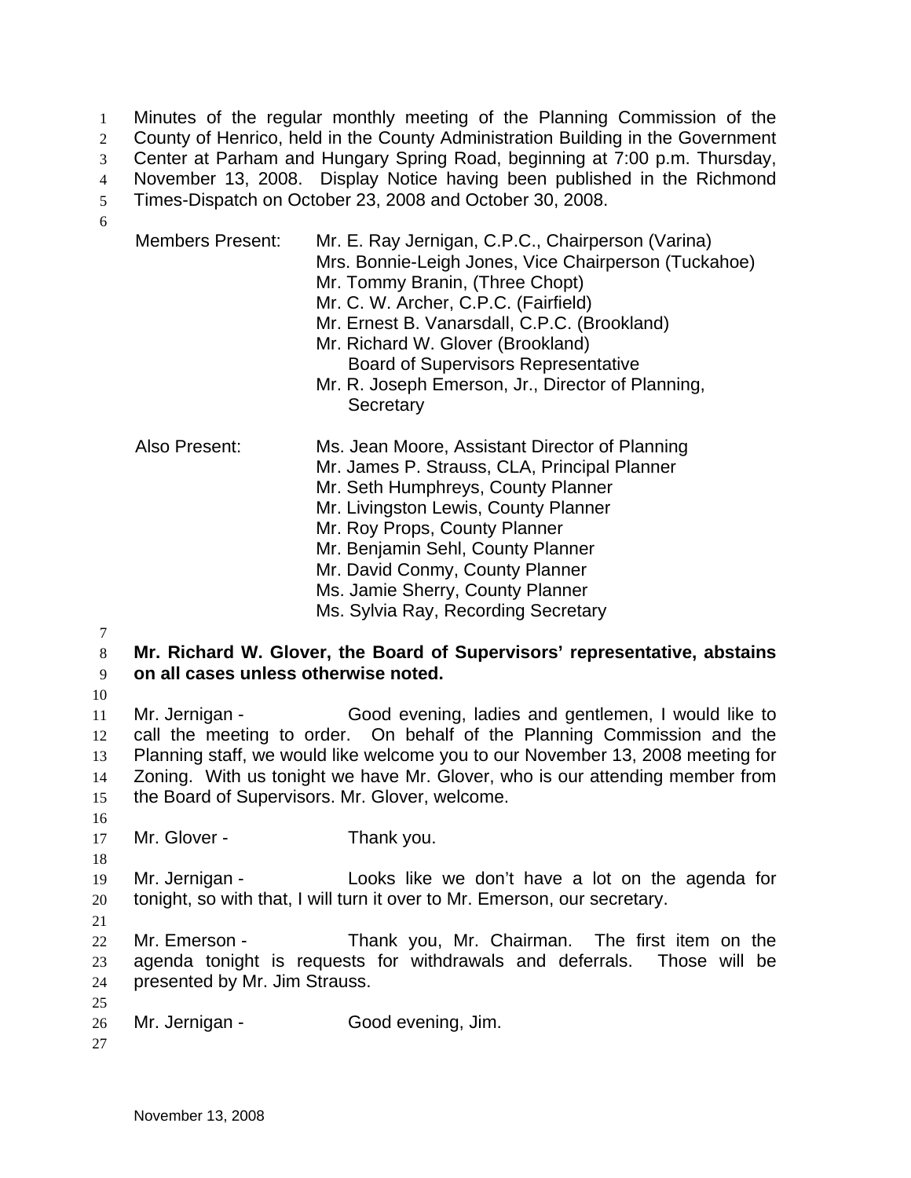Minutes of the regular monthly meeting of the Planning Commission of the County of Henrico, held in the County Administration Building in the Government Center at Parham and Hungary Spring Road, beginning at 7:00 p.m. Thursday, November 13, 2008. Display Notice having been published in the Richmond Times-Dispatch on October 23, 2008 and October 30, 2008.

| | |
|---|---|
| Members Present: | Mr. E. Ray Jernigan, C.P.C., Chairperson (Varina)<br>Mrs. Bonnie-Leigh Jones, Vice Chairperson (Tuckahoe)<br>Mr. Tommy Branin, (Three Chopt)<br>Mr. C. W. Archer, C.P.C. (Fairfield)<br>Mr. Ernest B. Vanarsdall, C.P.C. (Brookland)<br>Mr. Richard W. Glover (Brookland)<br>Board of Supervisors Representative<br>Mr. R. Joseph Emerson, Jr., Director of Planning,<br>Secretary |
| Also Present: | Ms. Jean Moore, Assistant Director of Planning<br>Mr. James P. Strauss, CLA, Principal Planner<br>Mr. Seth Humphreys, County Planner<br>Mr. Livingston Lewis, County Planner<br>Mr. Roy Props, County Planner<br>Mr. Benjamin Sehl, County Planner<br>Mr. David Conmy, County Planner<br>Ms. Jamie Sherry, County Planner<br>Ms. Sylvia Ray, Recording Secretary |

**Mr. Richard W. Glover, the Board of Supervisors' representative, abstains on all cases unless otherwise noted.**

Mr. Jernigan - Good evening, ladies and gentlemen, I would like to call the meeting to order. On behalf of the Planning Commission and the Planning staff, we would like welcome you to our November 13, 2008 meeting for Zoning. With us tonight we have Mr. Glover, who is our attending member from the Board of Supervisors. Mr. Glover, welcome.

Mr. Glover - Thank you.

Mr. Jernigan - Looks like we don't have a lot on the agenda for tonight, so with that, I will turn it over to Mr. Emerson, our secretary.

Mr. Emerson - Thank you, Mr. Chairman. The first item on the agenda tonight is requests for withdrawals and deferrals. Those will be presented by Mr. Jim Strauss.

Mr. Jernigan - Good evening, Jim.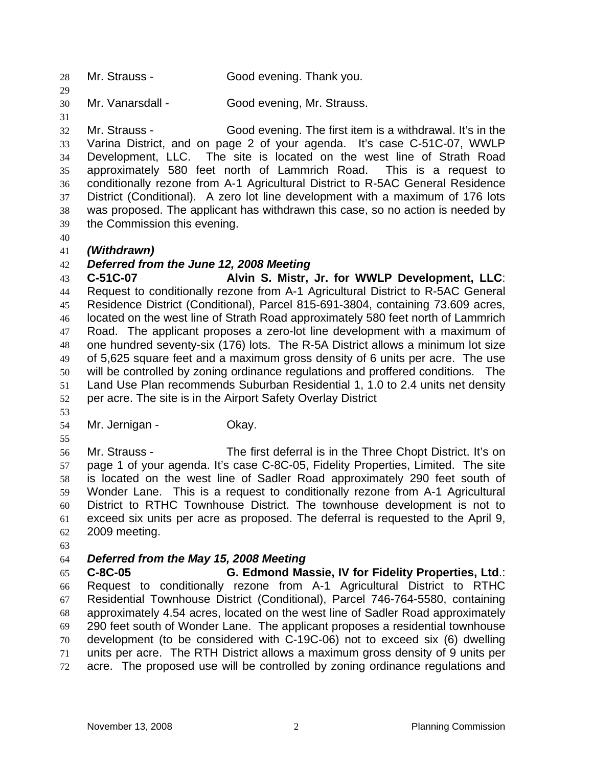Mr. Strauss - Good evening. Thank you.

Mr. Vanarsdall - Good evening, Mr. Strauss.

Mr. Strauss - Good evening. The first item is a withdrawal. It's in the Varina District, and on page 2 of your agenda. It's case C-51C-07, WWLP Development, LLC. The site is located on the west line of Strath Road approximately 580 feet north of Lammrich Road. This is a request to conditionally rezone from A-1 Agricultural District to R-5AC General Residence District (Conditional). A zero lot line development with a maximum of 176 lots was proposed. The applicant has withdrawn this case, so no action is needed by the Commission this evening.

***(Withdrawn)***
***Deferred from the June 12, 2008 Meeting***
**C-51C-07 Alvin S. Mistr, Jr. for WWLP Development, LLC**: Request to conditionally rezone from A-1 Agricultural District to R-5AC General Residence District (Conditional), Parcel 815-691-3804, containing 73.609 acres, located on the west line of Strath Road approximately 580 feet north of Lammrich Road. The applicant proposes a zero-lot line development with a maximum of one hundred seventy-six (176) lots. The R-5A District allows a minimum lot size of 5,625 square feet and a maximum gross density of 6 units per acre. The use will be controlled by zoning ordinance regulations and proffered conditions. The Land Use Plan recommends Suburban Residential 1, 1.0 to 2.4 units net density per acre. The site is in the Airport Safety Overlay District

Mr. Jernigan - Okay.

Mr. Strauss - The first deferral is in the Three Chopt District. It's on page 1 of your agenda. It's case C-8C-05, Fidelity Properties, Limited. The site is located on the west line of Sadler Road approximately 290 feet south of Wonder Lane. This is a request to conditionally rezone from A-1 Agricultural District to RTHC Townhouse District. The townhouse development is not to exceed six units per acre as proposed. The deferral is requested to the April 9, 2009 meeting.

***Deferred from the May 15, 2008 Meeting***
**C-8C-05 G. Edmond Massie, IV for Fidelity Properties, Ltd**.: Request to conditionally rezone from A-1 Agricultural District to RTHC Residential Townhouse District (Conditional), Parcel 746-764-5580, containing approximately 4.54 acres, located on the west line of Sadler Road approximately 290 feet south of Wonder Lane. The applicant proposes a residential townhouse development (to be considered with C-19C-06) not to exceed six (6) dwelling units per acre. The RTH District allows a maximum gross density of 9 units per acre. The proposed use will be controlled by zoning ordinance regulations and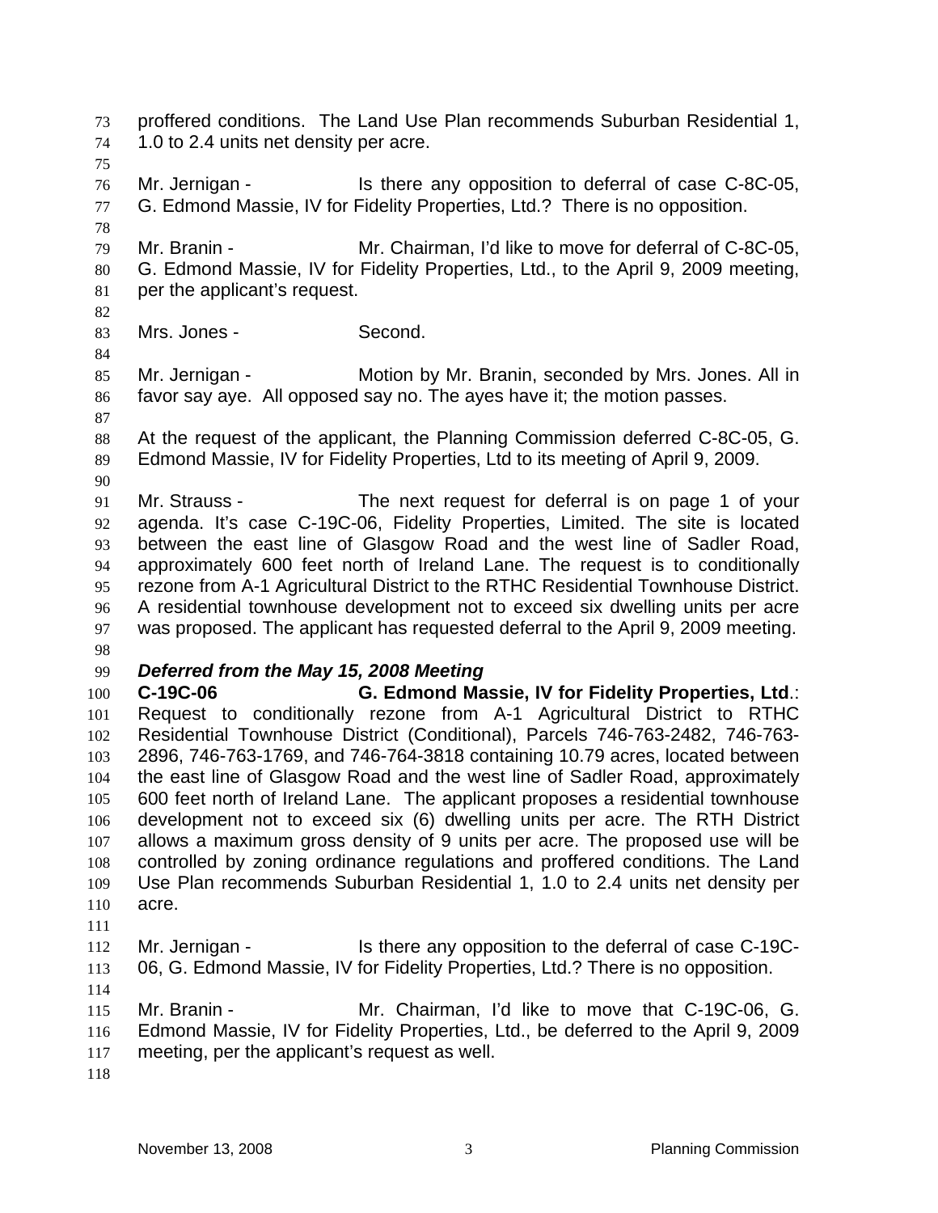proffered conditions. The Land Use Plan recommends Suburban Residential 1, 1.0 to 2.4 units net density per acre.

Mr. Jernigan - Is there any opposition to deferral of case C-8C-05, G. Edmond Massie, IV for Fidelity Properties, Ltd.? There is no opposition.

Mr. Branin - Mr. Chairman, I'd like to move for deferral of C-8C-05, G. Edmond Massie, IV for Fidelity Properties, Ltd., to the April 9, 2009 meeting, per the applicant's request.

Mrs. Jones - Second.

Mr. Jernigan - Motion by Mr. Branin, seconded by Mrs. Jones. All in favor say aye. All opposed say no. The ayes have it; the motion passes.

At the request of the applicant, the Planning Commission deferred C-8C-05, G. Edmond Massie, IV for Fidelity Properties, Ltd to its meeting of April 9, 2009.

Mr. Strauss - The next request for deferral is on page 1 of your agenda. It's case C-19C-06, Fidelity Properties, Limited. The site is located between the east line of Glasgow Road and the west line of Sadler Road, approximately 600 feet north of Ireland Lane. The request is to conditionally rezone from A-1 Agricultural District to the RTHC Residential Townhouse District. A residential townhouse development not to exceed six dwelling units per acre was proposed. The applicant has requested deferral to the April 9, 2009 meeting.

***Deferred from the May 15, 2008 Meeting***

**C-19C-06 G. Edmond Massie, IV for Fidelity Properties, Ltd.**: Request to conditionally rezone from A-1 Agricultural District to RTHC Residential Townhouse District (Conditional), Parcels 746-763-2482, 746-763-2896, 746-763-1769, and 746-764-3818 containing 10.79 acres, located between the east line of Glasgow Road and the west line of Sadler Road, approximately 600 feet north of Ireland Lane. The applicant proposes a residential townhouse development not to exceed six (6) dwelling units per acre. The RTH District allows a maximum gross density of 9 units per acre. The proposed use will be controlled by zoning ordinance regulations and proffered conditions. The Land Use Plan recommends Suburban Residential 1, 1.0 to 2.4 units net density per acre.

Mr. Jernigan - Is there any opposition to the deferral of case C-19C-06, G. Edmond Massie, IV for Fidelity Properties, Ltd.? There is no opposition.

Mr. Branin - Mr. Chairman, I'd like to move that C-19C-06, G. Edmond Massie, IV for Fidelity Properties, Ltd., be deferred to the April 9, 2009 meeting, per the applicant's request as well.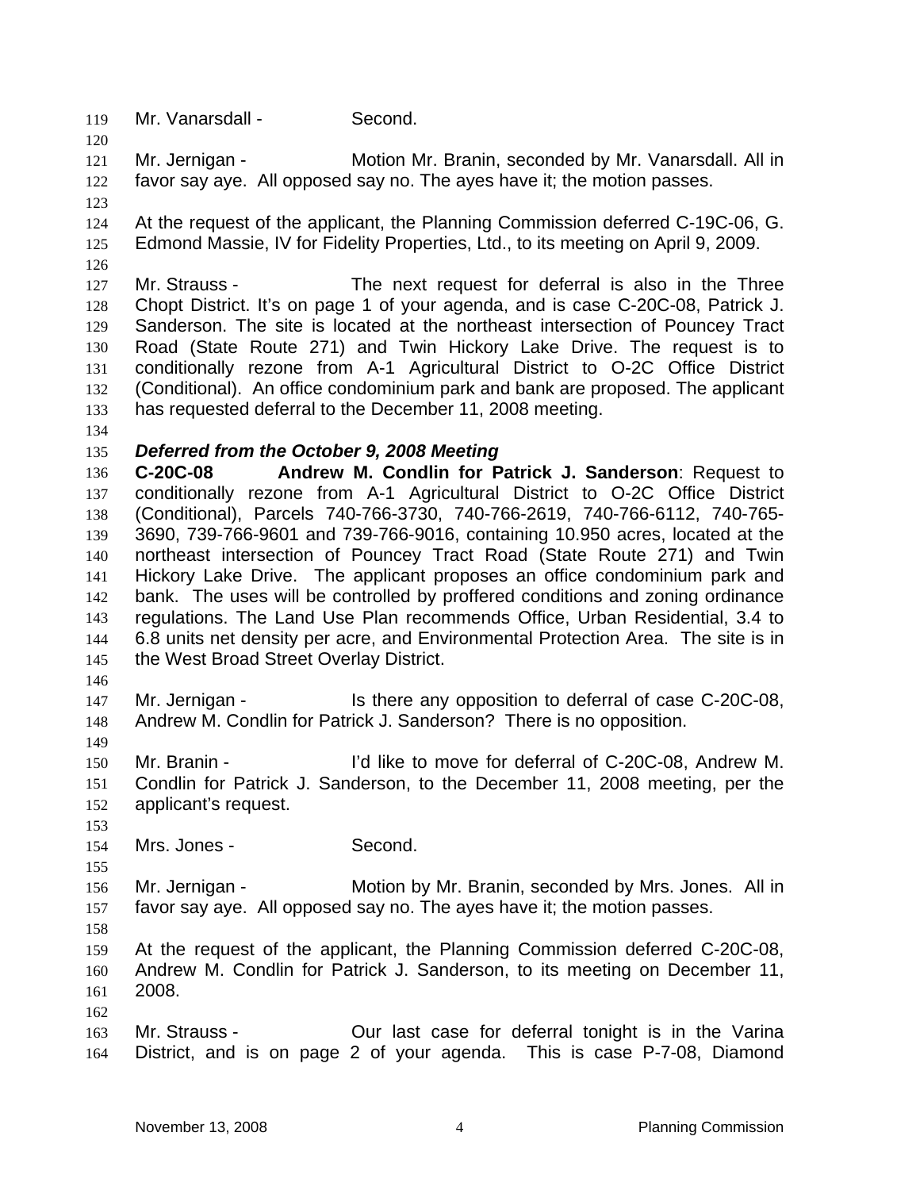Mr. Vanarsdall - Second.

Mr. Jernigan - Motion Mr. Branin, seconded by Mr. Vanarsdall. All in favor say aye. All opposed say no. The ayes have it; the motion passes.

At the request of the applicant, the Planning Commission deferred C-19C-06, G. Edmond Massie, IV for Fidelity Properties, Ltd., to its meeting on April 9, 2009.

Mr. Strauss - The next request for deferral is also in the Three Chopt District. It's on page 1 of your agenda, and is case C-20C-08, Patrick J. Sanderson. The site is located at the northeast intersection of Pouncey Tract Road (State Route 271) and Twin Hickory Lake Drive. The request is to conditionally rezone from A-1 Agricultural District to O-2C Office District (Conditional). An office condominium park and bank are proposed. The applicant has requested deferral to the December 11, 2008 meeting.

***Deferred from the October 9, 2008 Meeting***

**C-20C-08 Andrew M. Condlin for Patrick J. Sanderson**: Request to conditionally rezone from A-1 Agricultural District to O-2C Office District (Conditional), Parcels 740-766-3730, 740-766-2619, 740-766-6112, 740-765-3690, 739-766-9601 and 739-766-9016, containing 10.950 acres, located at the northeast intersection of Pouncey Tract Road (State Route 271) and Twin Hickory Lake Drive. The applicant proposes an office condominium park and bank. The uses will be controlled by proffered conditions and zoning ordinance regulations. The Land Use Plan recommends Office, Urban Residential, 3.4 to 6.8 units net density per acre, and Environmental Protection Area. The site is in the West Broad Street Overlay District.

Mr. Jernigan - Is there any opposition to deferral of case C-20C-08, Andrew M. Condlin for Patrick J. Sanderson? There is no opposition.

Mr. Branin - I'd like to move for deferral of C-20C-08, Andrew M. Condlin for Patrick J. Sanderson, to the December 11, 2008 meeting, per the applicant's request.

Mrs. Jones - Second.

Mr. Jernigan - Motion by Mr. Branin, seconded by Mrs. Jones. All in favor say aye. All opposed say no. The ayes have it; the motion passes.

At the request of the applicant, the Planning Commission deferred C-20C-08, Andrew M. Condlin for Patrick J. Sanderson, to its meeting on December 11, 2008.

Mr. Strauss - Our last case for deferral tonight is in the Varina District, and is on page 2 of your agenda. This is case P-7-08, Diamond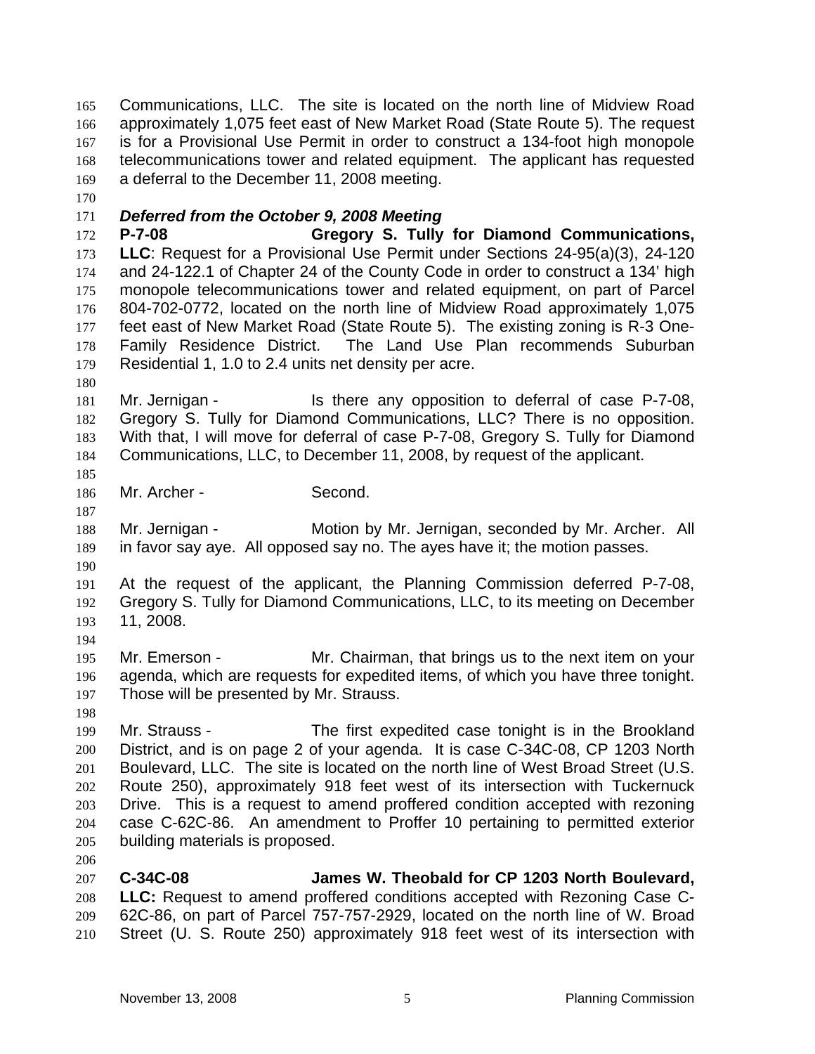Communications, LLC. The site is located on the north line of Midview Road approximately 1,075 feet east of New Market Road (State Route 5). The request is for a Provisional Use Permit in order to construct a 134-foot high monopole telecommunications tower and related equipment. The applicant has requested a deferral to the December 11, 2008 meeting.

***Deferred from the October 9, 2008 Meeting***

**P-7-08 Gregory S. Tully for Diamond Communications, LLC**: Request for a Provisional Use Permit under Sections 24-95(a)(3), 24-120 and 24-122.1 of Chapter 24 of the County Code in order to construct a 134' high monopole telecommunications tower and related equipment, on part of Parcel 804-702-0772, located on the north line of Midview Road approximately 1,075 feet east of New Market Road (State Route 5). The existing zoning is R-3 One-Family Residence District. The Land Use Plan recommends Suburban Residential 1, 1.0 to 2.4 units net density per acre.

Mr. Jernigan - Is there any opposition to deferral of case P-7-08, Gregory S. Tully for Diamond Communications, LLC? There is no opposition. With that, I will move for deferral of case P-7-08, Gregory S. Tully for Diamond Communications, LLC, to December 11, 2008, by request of the applicant.

Mr. Archer - Second.

Mr. Jernigan - Motion by Mr. Jernigan, seconded by Mr. Archer. All in favor say aye. All opposed say no. The ayes have it; the motion passes.

At the request of the applicant, the Planning Commission deferred P-7-08, Gregory S. Tully for Diamond Communications, LLC, to its meeting on December 11, 2008.

Mr. Emerson - Mr. Chairman, that brings us to the next item on your agenda, which are requests for expedited items, of which you have three tonight. Those will be presented by Mr. Strauss.

Mr. Strauss - The first expedited case tonight is in the Brookland District, and is on page 2 of your agenda. It is case C-34C-08, CP 1203 North Boulevard, LLC. The site is located on the north line of West Broad Street (U.S. Route 250), approximately 918 feet west of its intersection with Tuckernuck Drive. This is a request to amend proffered condition accepted with rezoning case C-62C-86. An amendment to Proffer 10 pertaining to permitted exterior building materials is proposed.

**C-34C-08 James W. Theobald for CP 1203 North Boulevard, LLC:** Request to amend proffered conditions accepted with Rezoning Case C-62C-86, on part of Parcel 757-757-2929, located on the north line of W. Broad Street (U. S. Route 250) approximately 918 feet west of its intersection with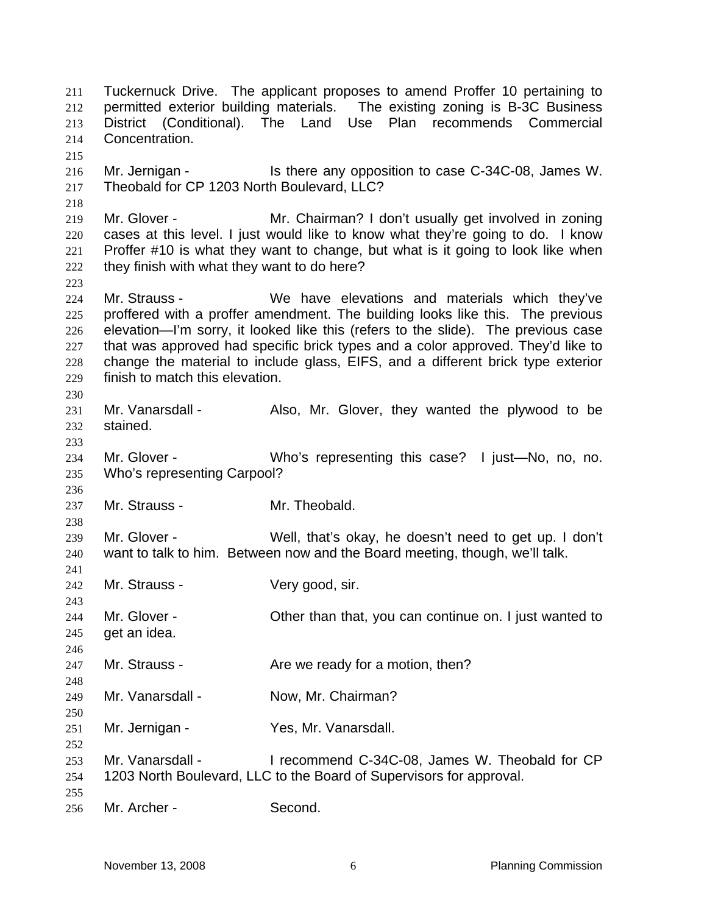Tuckernuck Drive. The applicant proposes to amend Proffer 10 pertaining to permitted exterior building materials. The existing zoning is B-3C Business District (Conditional). The Land Use Plan recommends Commercial Concentration.

Mr. Jernigan - Is there any opposition to case C-34C-08, James W. Theobald for CP 1203 North Boulevard, LLC?

Mr. Glover - Mr. Chairman? I don't usually get involved in zoning cases at this level. I just would like to know what they're going to do. I know Proffer #10 is what they want to change, but what is it going to look like when they finish with what they want to do here?

Mr. Strauss - We have elevations and materials which they've proffered with a proffer amendment. The building looks like this. The previous elevation—I'm sorry, it looked like this (refers to the slide). The previous case that was approved had specific brick types and a color approved. They'd like to change the material to include glass, EIFS, and a different brick type exterior finish to match this elevation.

Mr. Vanarsdall - Also, Mr. Glover, they wanted the plywood to be stained.

Mr. Glover - Who's representing this case? I just—No, no, no. Who's representing Carpool?

Mr. Strauss - Mr. Theobald.

Mr. Glover - Well, that's okay, he doesn't need to get up. I don't want to talk to him. Between now and the Board meeting, though, we'll talk.

Mr. Strauss - Very good, sir.

Mr. Glover - Other than that, you can continue on. I just wanted to get an idea.

Mr. Strauss - Are we ready for a motion, then?

Mr. Vanarsdall - Now, Mr. Chairman?

Mr. Jernigan - Yes, Mr. Vanarsdall.

Mr. Vanarsdall - I recommend C-34C-08, James W. Theobald for CP 1203 North Boulevard, LLC to the Board of Supervisors for approval.

Mr. Archer - Second.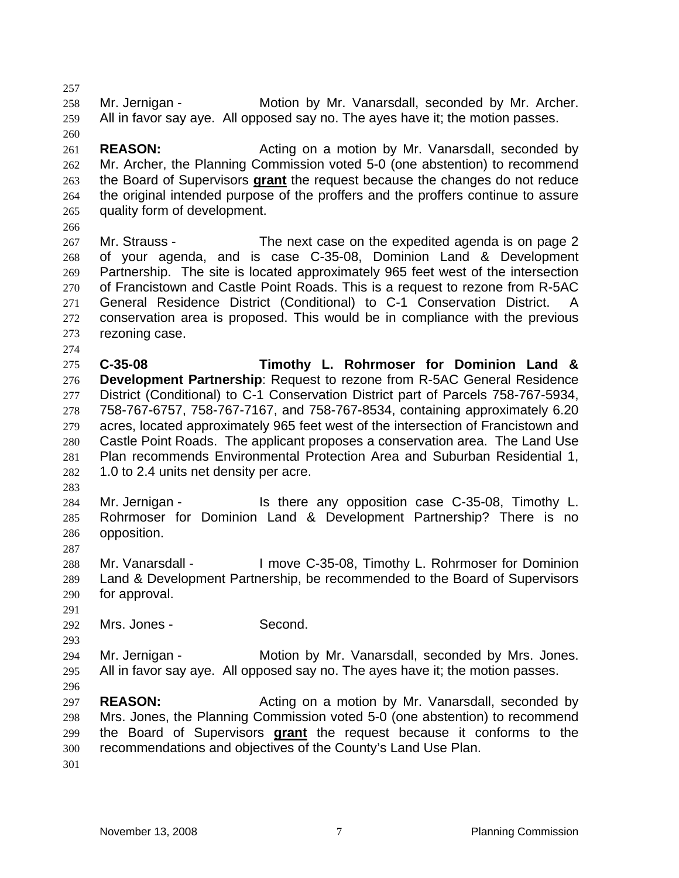Mr. Jernigan - Motion by Mr. Vanarsdall, seconded by Mr. Archer. All in favor say aye. All opposed say no. The ayes have it; the motion passes.

**REASON:** Acting on a motion by Mr. Vanarsdall, seconded by Mr. Archer, the Planning Commission voted 5-0 (one abstention) to recommend the Board of Supervisors **grant** the request because the changes do not reduce the original intended purpose of the proffers and the proffers continue to assure quality form of development.

Mr. Strauss - The next case on the expedited agenda is on page 2 of your agenda, and is case C-35-08, Dominion Land & Development Partnership. The site is located approximately 965 feet west of the intersection of Francistown and Castle Point Roads. This is a request to rezone from R-5AC General Residence District (Conditional) to C-1 Conservation District. A conservation area is proposed. This would be in compliance with the previous rezoning case.

**C-35-08 Timothy L. Rohrmoser for Dominion Land & Development Partnership**: Request to rezone from R-5AC General Residence District (Conditional) to C-1 Conservation District part of Parcels 758-767-5934, 758-767-6757, 758-767-7167, and 758-767-8534, containing approximately 6.20 acres, located approximately 965 feet west of the intersection of Francistown and Castle Point Roads. The applicant proposes a conservation area. The Land Use Plan recommends Environmental Protection Area and Suburban Residential 1, 1.0 to 2.4 units net density per acre.

Mr. Jernigan - Is there any opposition case C-35-08, Timothy L. Rohrmoser for Dominion Land & Development Partnership? There is no opposition.

Mr. Vanarsdall - I move C-35-08, Timothy L. Rohrmoser for Dominion Land & Development Partnership, be recommended to the Board of Supervisors for approval.

Mrs. Jones - Second.

Mr. Jernigan - Motion by Mr. Vanarsdall, seconded by Mrs. Jones. All in favor say aye. All opposed say no. The ayes have it; the motion passes.

**REASON:** Acting on a motion by Mr. Vanarsdall, seconded by Mrs. Jones, the Planning Commission voted 5-0 (one abstention) to recommend the Board of Supervisors **grant** the request because it conforms to the recommendations and objectives of the County's Land Use Plan.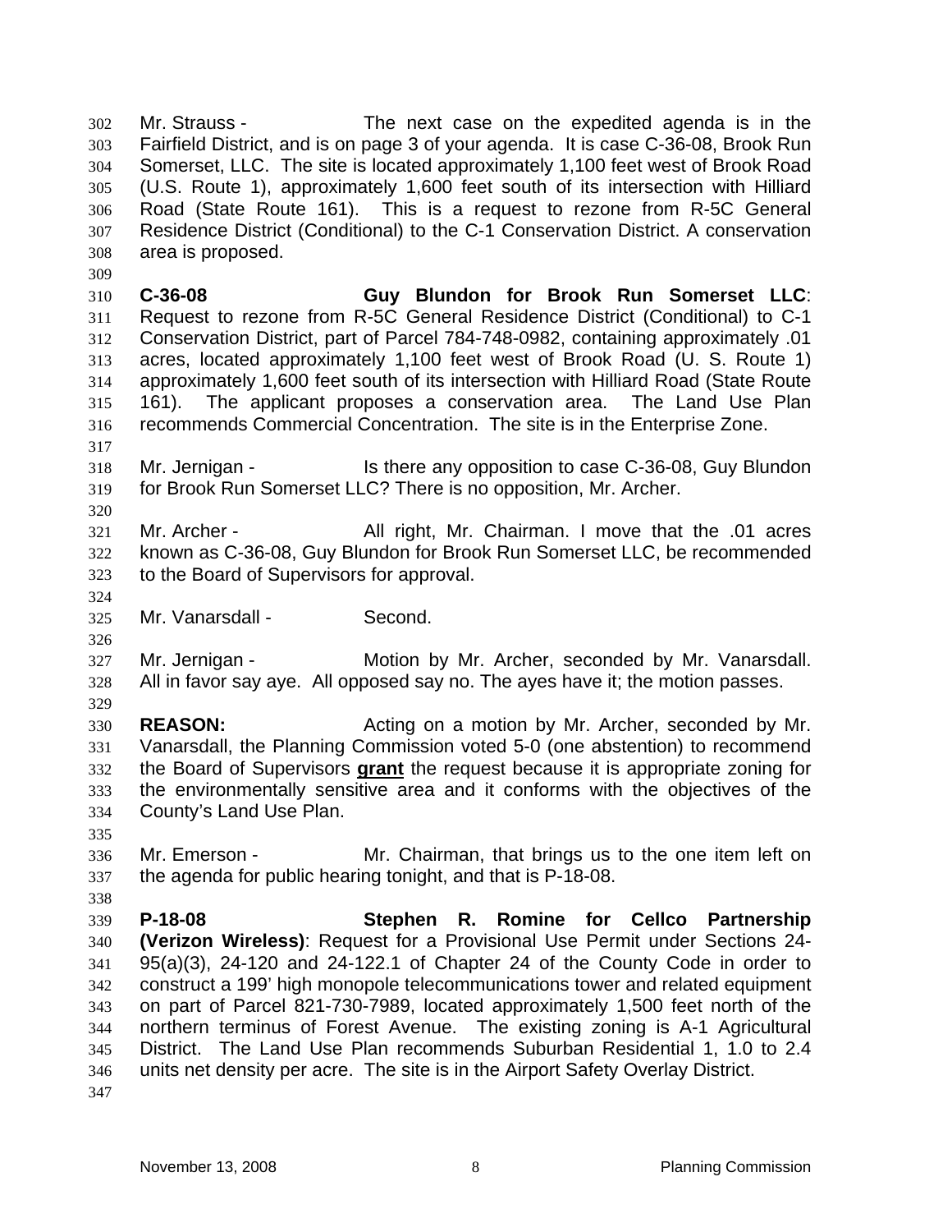Mr. Strauss - The next case on the expedited agenda is in the Fairfield District, and is on page 3 of your agenda. It is case C-36-08, Brook Run Somerset, LLC. The site is located approximately 1,100 feet west of Brook Road (U.S. Route 1), approximately 1,600 feet south of its intersection with Hilliard Road (State Route 161). This is a request to rezone from R-5C General Residence District (Conditional) to the C-1 Conservation District. A conservation area is proposed.

**C-36-08 Guy Blundon for Brook Run Somerset LLC**: Request to rezone from R-5C General Residence District (Conditional) to C-1 Conservation District, part of Parcel 784-748-0982, containing approximately .01 acres, located approximately 1,100 feet west of Brook Road (U. S. Route 1) approximately 1,600 feet south of its intersection with Hilliard Road (State Route 161). The applicant proposes a conservation area. The Land Use Plan recommends Commercial Concentration. The site is in the Enterprise Zone.

Mr. Jernigan - Is there any opposition to case C-36-08, Guy Blundon for Brook Run Somerset LLC? There is no opposition, Mr. Archer.

Mr. Archer - All right, Mr. Chairman. I move that the .01 acres known as C-36-08, Guy Blundon for Brook Run Somerset LLC, be recommended to the Board of Supervisors for approval.

Mr. Vanarsdall - Second.

Mr. Jernigan - Motion by Mr. Archer, seconded by Mr. Vanarsdall. All in favor say aye. All opposed say no. The ayes have it; the motion passes.

**REASON:** Acting on a motion by Mr. Archer, seconded by Mr. Vanarsdall, the Planning Commission voted 5-0 (one abstention) to recommend the Board of Supervisors **grant** the request because it is appropriate zoning for the environmentally sensitive area and it conforms with the objectives of the County's Land Use Plan.

Mr. Emerson - Mr. Chairman, that brings us to the one item left on the agenda for public hearing tonight, and that is P-18-08.

**P-18-08 Stephen R. Romine for Cellco Partnership (Verizon Wireless)**: Request for a Provisional Use Permit under Sections 24-95(a)(3), 24-120 and 24-122.1 of Chapter 24 of the County Code in order to construct a 199' high monopole telecommunications tower and related equipment on part of Parcel 821-730-7989, located approximately 1,500 feet north of the northern terminus of Forest Avenue. The existing zoning is A-1 Agricultural District. The Land Use Plan recommends Suburban Residential 1, 1.0 to 2.4 units net density per acre. The site is in the Airport Safety Overlay District.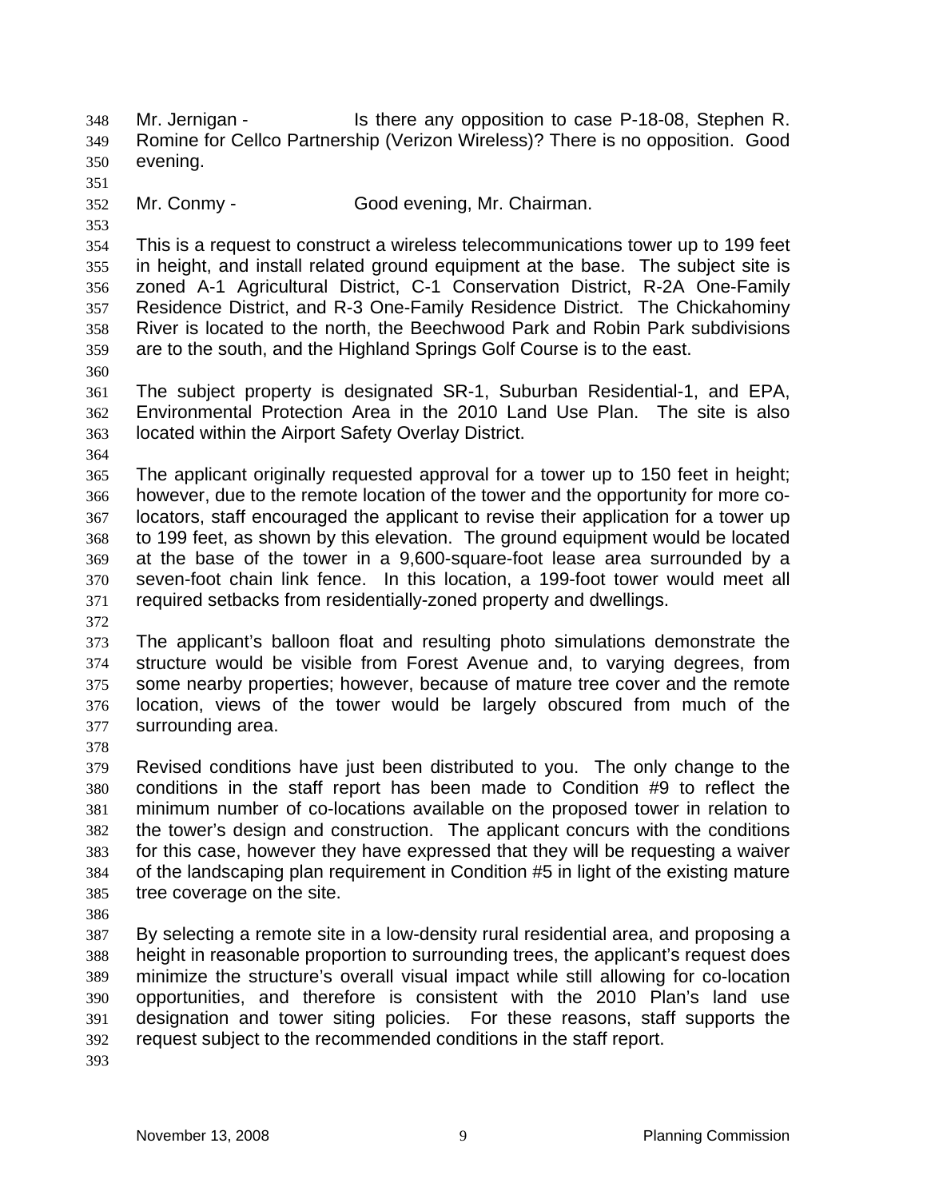Mr. Jernigan - Is there any opposition to case P-18-08, Stephen R. Romine for Cellco Partnership (Verizon Wireless)? There is no opposition. Good evening.

Mr. Conmy - Good evening, Mr. Chairman.

This is a request to construct a wireless telecommunications tower up to 199 feet in height, and install related ground equipment at the base. The subject site is zoned A-1 Agricultural District, C-1 Conservation District, R-2A One-Family Residence District, and R-3 One-Family Residence District. The Chickahominy River is located to the north, the Beechwood Park and Robin Park subdivisions are to the south, and the Highland Springs Golf Course is to the east.

The subject property is designated SR-1, Suburban Residential-1, and EPA, Environmental Protection Area in the 2010 Land Use Plan. The site is also located within the Airport Safety Overlay District.

The applicant originally requested approval for a tower up to 150 feet in height; however, due to the remote location of the tower and the opportunity for more co-locators, staff encouraged the applicant to revise their application for a tower up to 199 feet, as shown by this elevation. The ground equipment would be located at the base of the tower in a 9,600-square-foot lease area surrounded by a seven-foot chain link fence. In this location, a 199-foot tower would meet all required setbacks from residentially-zoned property and dwellings.

The applicant's balloon float and resulting photo simulations demonstrate the structure would be visible from Forest Avenue and, to varying degrees, from some nearby properties; however, because of mature tree cover and the remote location, views of the tower would be largely obscured from much of the surrounding area.

Revised conditions have just been distributed to you. The only change to the conditions in the staff report has been made to Condition #9 to reflect the minimum number of co-locations available on the proposed tower in relation to the tower's design and construction. The applicant concurs with the conditions for this case, however they have expressed that they will be requesting a waiver of the landscaping plan requirement in Condition #5 in light of the existing mature tree coverage on the site.

By selecting a remote site in a low-density rural residential area, and proposing a height in reasonable proportion to surrounding trees, the applicant's request does minimize the structure's overall visual impact while still allowing for co-location opportunities, and therefore is consistent with the 2010 Plan's land use designation and tower siting policies. For these reasons, staff supports the request subject to the recommended conditions in the staff report.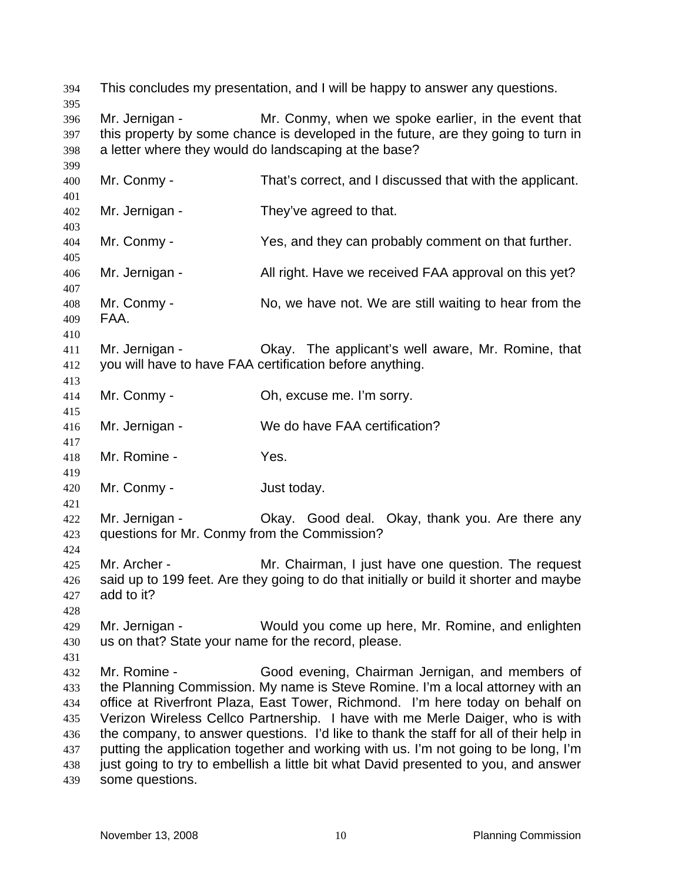This concludes my presentation, and I will be happy to answer any questions.

Mr. Jernigan - Mr. Conmy, when we spoke earlier, in the event that this property by some chance is developed in the future, are they going to turn in a letter where they would do landscaping at the base?

Mr. Conmy - That's correct, and I discussed that with the applicant.

Mr. Jernigan - They've agreed to that.

Mr. Conmy - Yes, and they can probably comment on that further.

Mr. Jernigan - All right. Have we received FAA approval on this yet?

Mr. Conmy - No, we have not. We are still waiting to hear from the FAA.

Mr. Jernigan - Okay. The applicant's well aware, Mr. Romine, that you will have to have FAA certification before anything.

Mr. Conmy - Oh, excuse me. I'm sorry.

Mr. Jernigan - We do have FAA certification?

Mr. Romine - Yes.

Mr. Conmy - Just today.

Mr. Jernigan - Okay. Good deal. Okay, thank you. Are there any questions for Mr. Conmy from the Commission?

Mr. Archer - Mr. Chairman, I just have one question. The request said up to 199 feet. Are they going to do that initially or build it shorter and maybe add to it?

Mr. Jernigan - Would you come up here, Mr. Romine, and enlighten us on that? State your name for the record, please.

Mr. Romine - Good evening, Chairman Jernigan, and members of the Planning Commission. My name is Steve Romine. I'm a local attorney with an office at Riverfront Plaza, East Tower, Richmond. I'm here today on behalf on Verizon Wireless Cellco Partnership. I have with me Merle Daiger, who is with the company, to answer questions. I'd like to thank the staff for all of their help in putting the application together and working with us. I'm not going to be long, I'm just going to try to embellish a little bit what David presented to you, and answer some questions.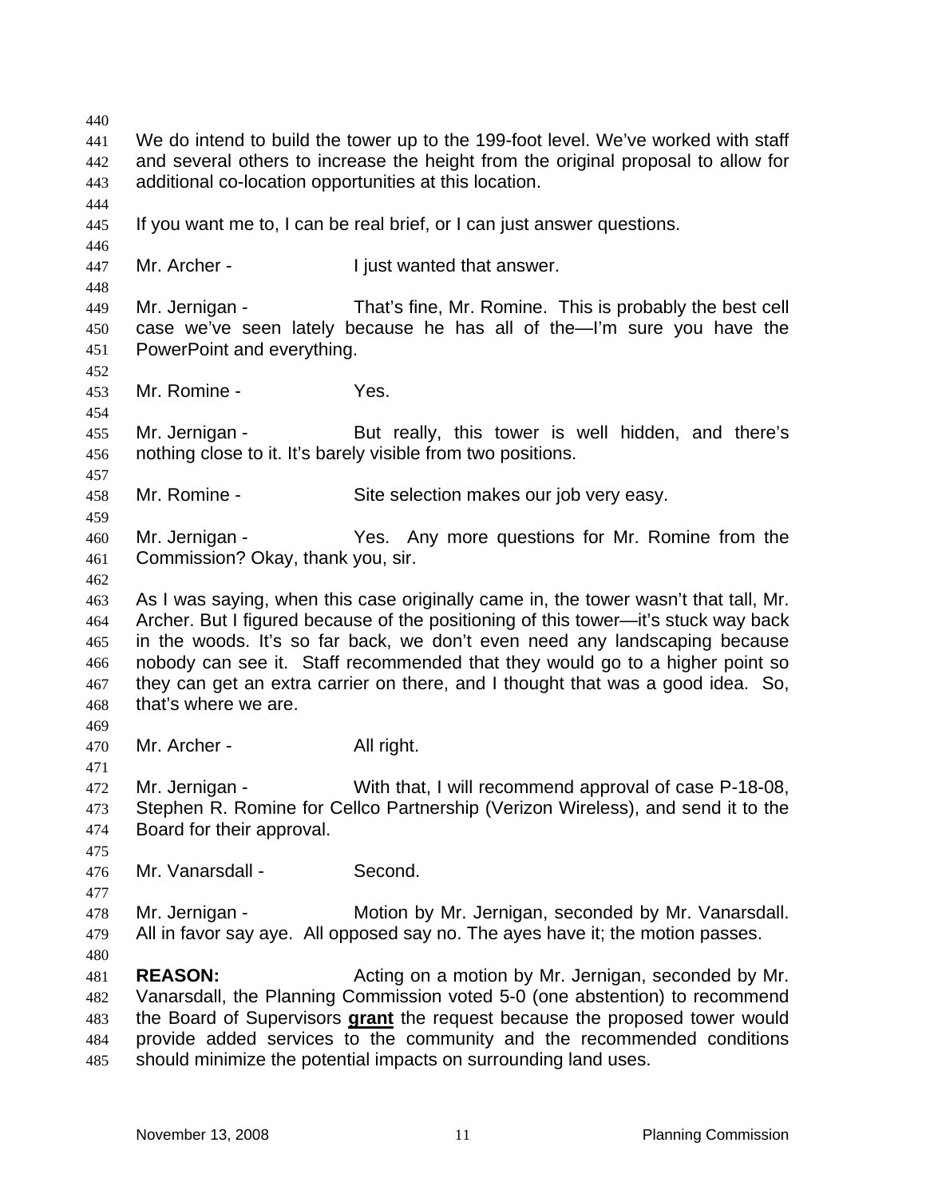We do intend to build the tower up to the 199-foot level. We've worked with staff and several others to increase the height from the original proposal to allow for additional co-location opportunities at this location.

If you want me to, I can be real brief, or I can just answer questions.

Mr. Archer - I just wanted that answer.

Mr. Jernigan - That's fine, Mr. Romine. This is probably the best cell case we've seen lately because he has all of the—I'm sure you have the PowerPoint and everything.

Mr. Romine - Yes.

Mr. Jernigan - But really, this tower is well hidden, and there's nothing close to it. It's barely visible from two positions.

Mr. Romine - Site selection makes our job very easy.

Mr. Jernigan - Yes. Any more questions for Mr. Romine from the Commission? Okay, thank you, sir.

As I was saying, when this case originally came in, the tower wasn't that tall, Mr. Archer. But I figured because of the positioning of this tower—it's stuck way back in the woods. It's so far back, we don't even need any landscaping because nobody can see it. Staff recommended that they would go to a higher point so they can get an extra carrier on there, and I thought that was a good idea. So, that's where we are.

Mr. Archer - All right.

Mr. Jernigan - With that, I will recommend approval of case P-18-08, Stephen R. Romine for Cellco Partnership (Verizon Wireless), and send it to the Board for their approval.

Mr. Vanarsdall - Second.

Mr. Jernigan - Motion by Mr. Jernigan, seconded by Mr. Vanarsdall. All in favor say aye. All opposed say no. The ayes have it; the motion passes.

**REASON:** Acting on a motion by Mr. Jernigan, seconded by Mr. Vanarsdall, the Planning Commission voted 5-0 (one abstention) to recommend the Board of Supervisors **grant** the request because the proposed tower would provide added services to the community and the recommended conditions should minimize the potential impacts on surrounding land uses.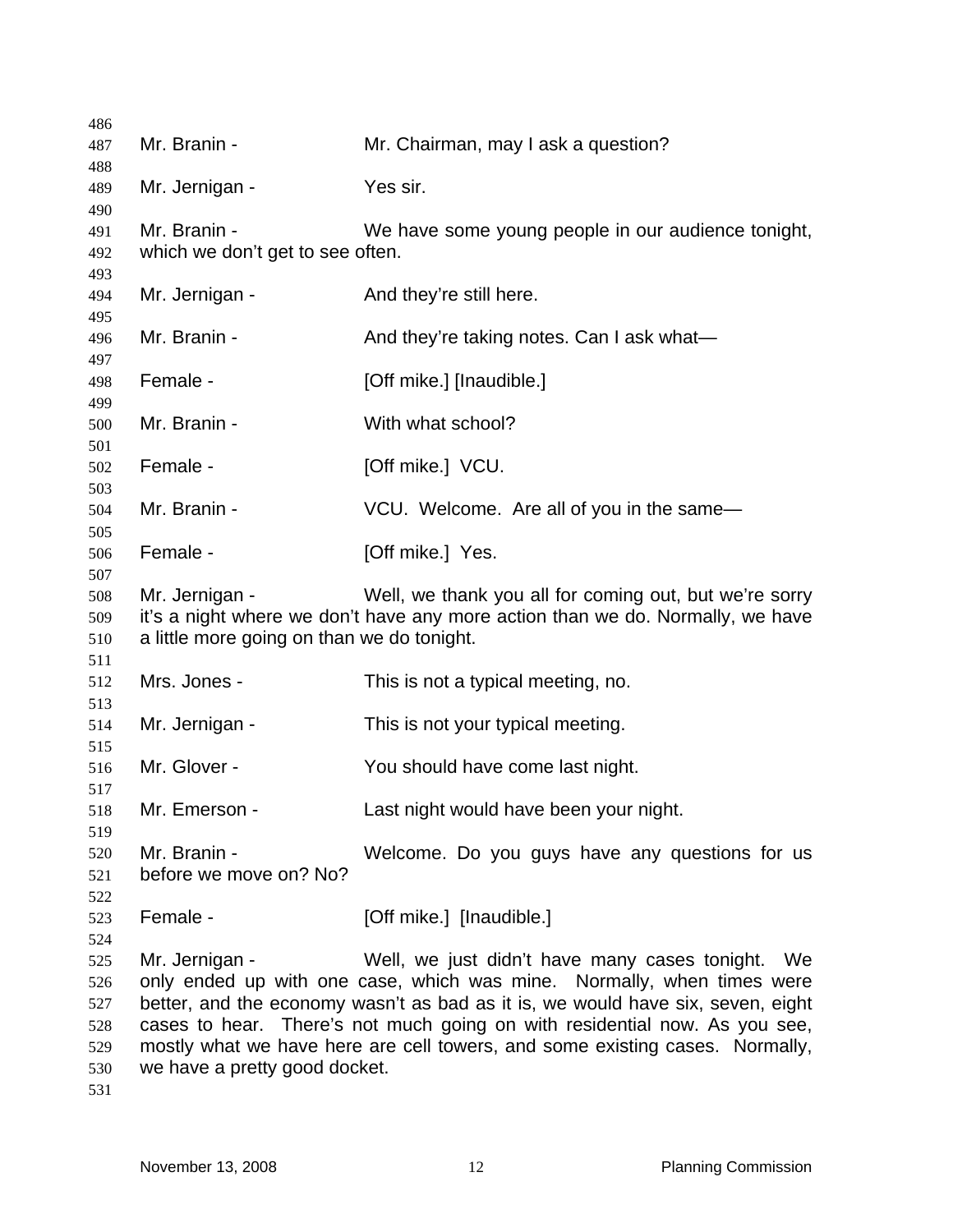Mr. Branin - Mr. Chairman, may I ask a question?

Mr. Jernigan - Yes sir.

Mr. Branin - We have some young people in our audience tonight, which we don't get to see often.

Mr. Jernigan - And they're still here.

Mr. Branin - And they're taking notes. Can I ask what—

Female - [Off mike.] [Inaudible.]

Mr. Branin - With what school?

Female - [Off mike.] VCU.

Mr. Branin - VCU. Welcome. Are all of you in the same—

Female - [Off mike.] Yes.

Mr. Jernigan - Well, we thank you all for coming out, but we're sorry it's a night where we don't have any more action than we do. Normally, we have a little more going on than we do tonight.

Mrs. Jones - This is not a typical meeting, no.

Mr. Jernigan - This is not your typical meeting.

Mr. Glover - You should have come last night.

Mr. Emerson - Last night would have been your night.

Mr. Branin - Welcome. Do you guys have any questions for us before we move on? No?

Female - [Off mike.] [Inaudible.]

Mr. Jernigan - Well, we just didn't have many cases tonight. We only ended up with one case, which was mine. Normally, when times were better, and the economy wasn't as bad as it is, we would have six, seven, eight cases to hear. There's not much going on with residential now. As you see, mostly what we have here are cell towers, and some existing cases. Normally, we have a pretty good docket.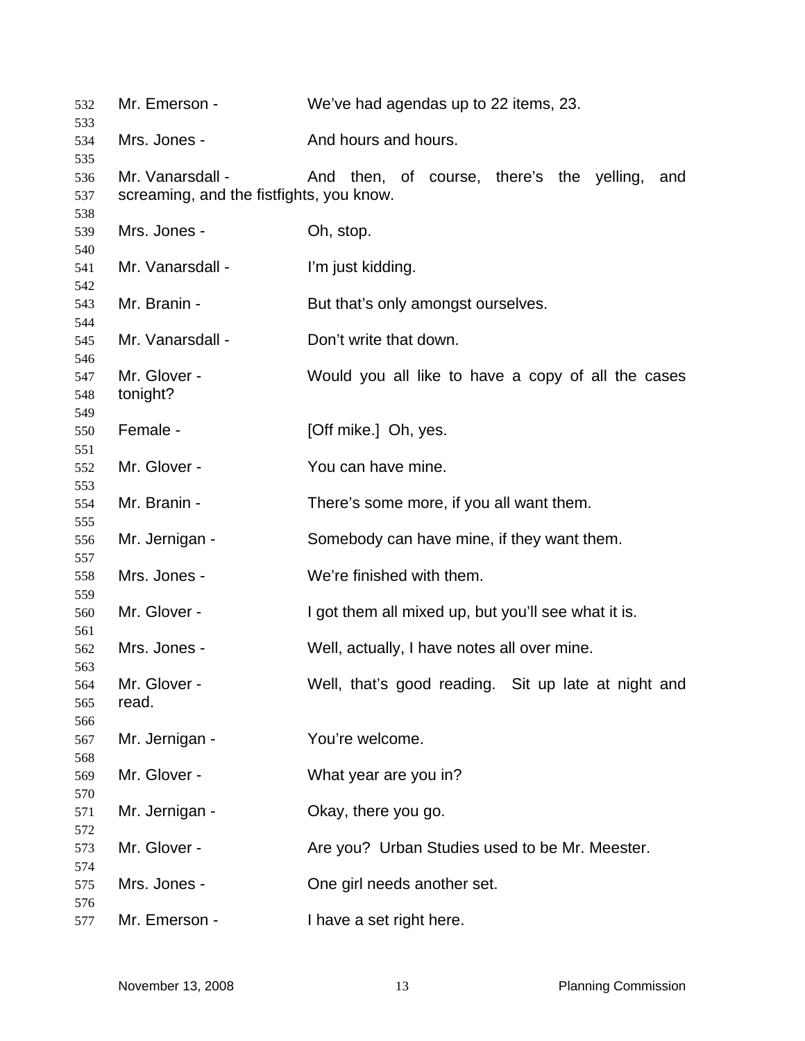Mr. Emerson - We've had agendas up to 22 items, 23.

Mrs. Jones - And hours and hours.

Mr. Vanarsdall - And then, of course, there's the yelling, and screaming, and the fistfights, you know.

Mrs. Jones - Oh, stop.

Mr. Vanarsdall - I'm just kidding.

Mr. Branin - But that's only amongst ourselves.

Mr. Vanarsdall - Don't write that down.

Mr. Glover - Would you all like to have a copy of all the cases tonight?

Female - [Off mike.] Oh, yes.

Mr. Glover - You can have mine.

Mr. Branin - There's some more, if you all want them.

Mr. Jernigan - Somebody can have mine, if they want them.

Mrs. Jones - We're finished with them.

Mr. Glover - I got them all mixed up, but you'll see what it is.

Mrs. Jones - Well, actually, I have notes all over mine.

Mr. Glover - Well, that's good reading. Sit up late at night and read.

Mr. Jernigan - You're welcome.

Mr. Glover - What year are you in?

Mr. Jernigan - Okay, there you go.

Mr. Glover - Are you? Urban Studies used to be Mr. Meester.

Mrs. Jones - One girl needs another set.

Mr. Emerson - I have a set right here.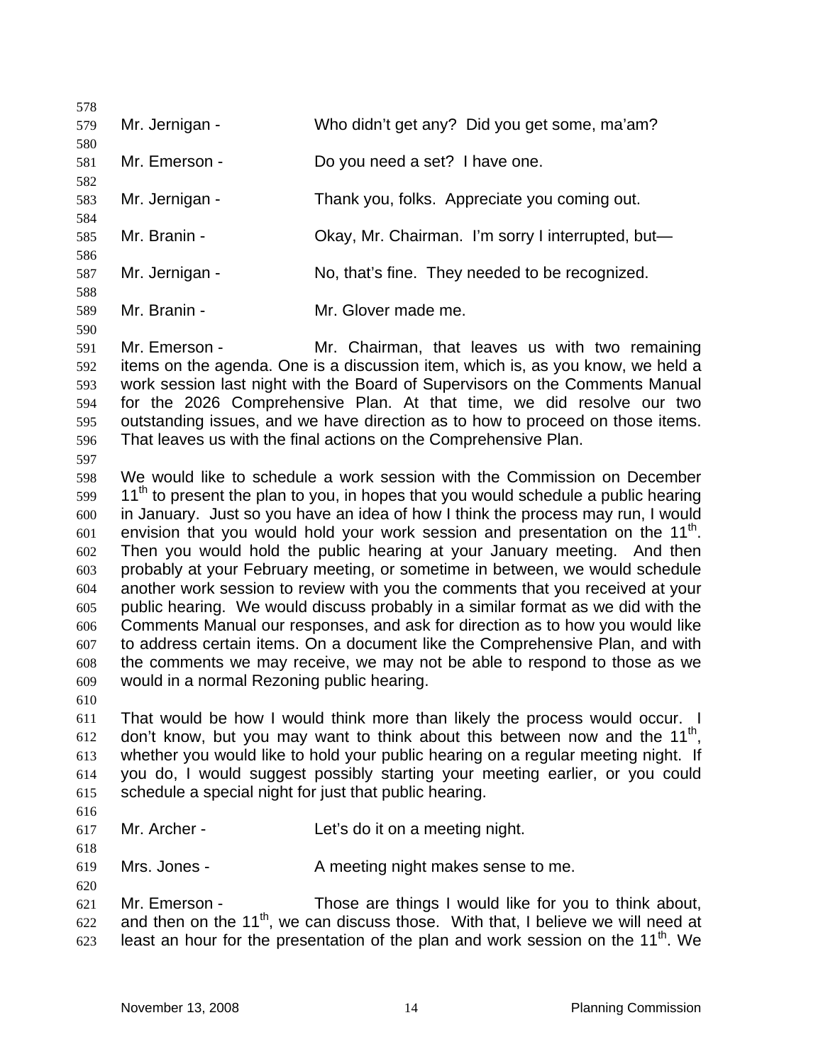Mr. Jernigan - Who didn't get any? Did you get some, ma'am?

Mr. Emerson - Do you need a set? I have one.

Mr. Jernigan - Thank you, folks. Appreciate you coming out.

Mr. Branin - Okay, Mr. Chairman. I'm sorry I interrupted, but—

Mr. Jernigan - No, that's fine. They needed to be recognized.

Mr. Branin - Mr. Glover made me.

Mr. Emerson - Mr. Chairman, that leaves us with two remaining items on the agenda. One is a discussion item, which is, as you know, we held a work session last night with the Board of Supervisors on the Comments Manual for the 2026 Comprehensive Plan. At that time, we did resolve our two outstanding issues, and we have direction as to how to proceed on those items. That leaves us with the final actions on the Comprehensive Plan.

We would like to schedule a work session with the Commission on December 11th to present the plan to you, in hopes that you would schedule a public hearing in January. Just so you have an idea of how I think the process may run, I would envision that you would hold your work session and presentation on the 11th. Then you would hold the public hearing at your January meeting. And then probably at your February meeting, or sometime in between, we would schedule another work session to review with you the comments that you received at your public hearing. We would discuss probably in a similar format as we did with the Comments Manual our responses, and ask for direction as to how you would like to address certain items. On a document like the Comprehensive Plan, and with the comments we may receive, we may not be able to respond to those as we would in a normal Rezoning public hearing.

That would be how I would think more than likely the process would occur. I don't know, but you may want to think about this between now and the 11th, whether you would like to hold your public hearing on a regular meeting night. If you do, I would suggest possibly starting your meeting earlier, or you could schedule a special night for just that public hearing.

Mr. Archer - Let's do it on a meeting night.

Mrs. Jones - A meeting night makes sense to me.

Mr. Emerson - Those are things I would like for you to think about, and then on the 11th, we can discuss those. With that, I believe we will need at least an hour for the presentation of the plan and work session on the 11th. We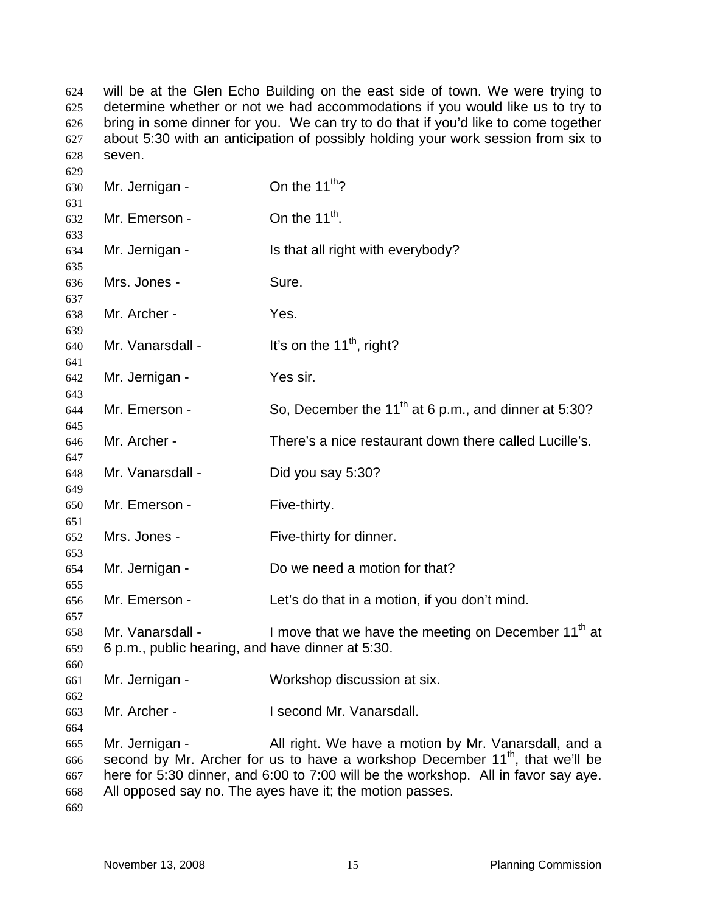will be at the Glen Echo Building on the east side of town. We were trying to determine whether or not we had accommodations if you would like us to try to bring in some dinner for you. We can try to do that if you'd like to come together about 5:30 with an anticipation of possibly holding your work session from six to seven.

Mr. Jernigan - On the 11th?

Mr. Emerson - On the 11th.

Mr. Jernigan - Is that all right with everybody?

Mrs. Jones - Sure.

Mr. Archer - Yes.

Mr. Vanarsdall - It's on the 11th, right?

Mr. Jernigan - Yes sir.

Mr. Emerson - So, December the 11th at 6 p.m., and dinner at 5:30?

Mr. Archer - There's a nice restaurant down there called Lucille's.

Mr. Vanarsdall - Did you say 5:30?

Mr. Emerson - Five-thirty.

Mrs. Jones - Five-thirty for dinner.

Mr. Jernigan - Do we need a motion for that?

Mr. Emerson - Let's do that in a motion, if you don't mind.

Mr. Vanarsdall - I move that we have the meeting on December 11th at 6 p.m., public hearing, and have dinner at 5:30.

Mr. Jernigan - Workshop discussion at six.

Mr. Archer - I second Mr. Vanarsdall.

Mr. Jernigan - All right. We have a motion by Mr. Vanarsdall, and a second by Mr. Archer for us to have a workshop December 11th, that we'll be here for 5:30 dinner, and 6:00 to 7:00 will be the workshop. All in favor say aye. All opposed say no. The ayes have it; the motion passes.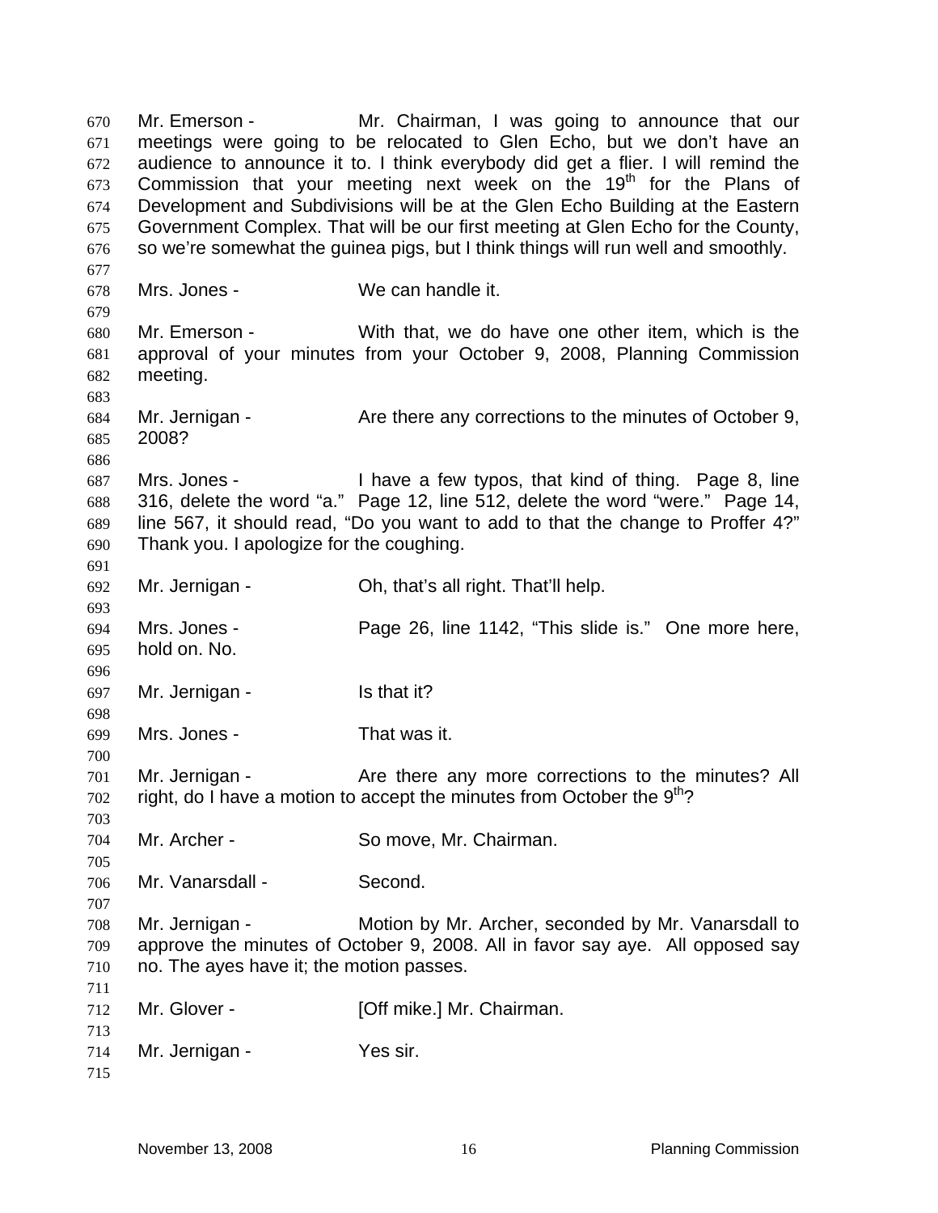Mr. Emerson - Mr. Chairman, I was going to announce that our meetings were going to be relocated to Glen Echo, but we don't have an audience to announce it to. I think everybody did get a flier. I will remind the Commission that your meeting next week on the 19th for the Plans of Development and Subdivisions will be at the Glen Echo Building at the Eastern Government Complex. That will be our first meeting at Glen Echo for the County, so we're somewhat the guinea pigs, but I think things will run well and smoothly.

Mrs. Jones - We can handle it.

Mr. Emerson - With that, we do have one other item, which is the approval of your minutes from your October 9, 2008, Planning Commission meeting.

Mr. Jernigan - Are there any corrections to the minutes of October 9, 2008?

Mrs. Jones - I have a few typos, that kind of thing. Page 8, line 316, delete the word "a." Page 12, line 512, delete the word "were." Page 14, line 567, it should read, "Do you want to add to that the change to Proffer 4?" Thank you. I apologize for the coughing.

Mr. Jernigan - Oh, that's all right. That'll help.

Mrs. Jones - Page 26, line 1142, "This slide is." One more here, hold on. No.

Mr. Jernigan - Is that it?

Mrs. Jones - That was it.

Mr. Jernigan - Are there any more corrections to the minutes? All right, do I have a motion to accept the minutes from October the 9th?

Mr. Archer - So move, Mr. Chairman.

Mr. Vanarsdall - Second.

Mr. Jernigan - Motion by Mr. Archer, seconded by Mr. Vanarsdall to approve the minutes of October 9, 2008. All in favor say aye. All opposed say no. The ayes have it; the motion passes.

Mr. Glover - [Off mike.] Mr. Chairman.

Mr. Jernigan - Yes sir.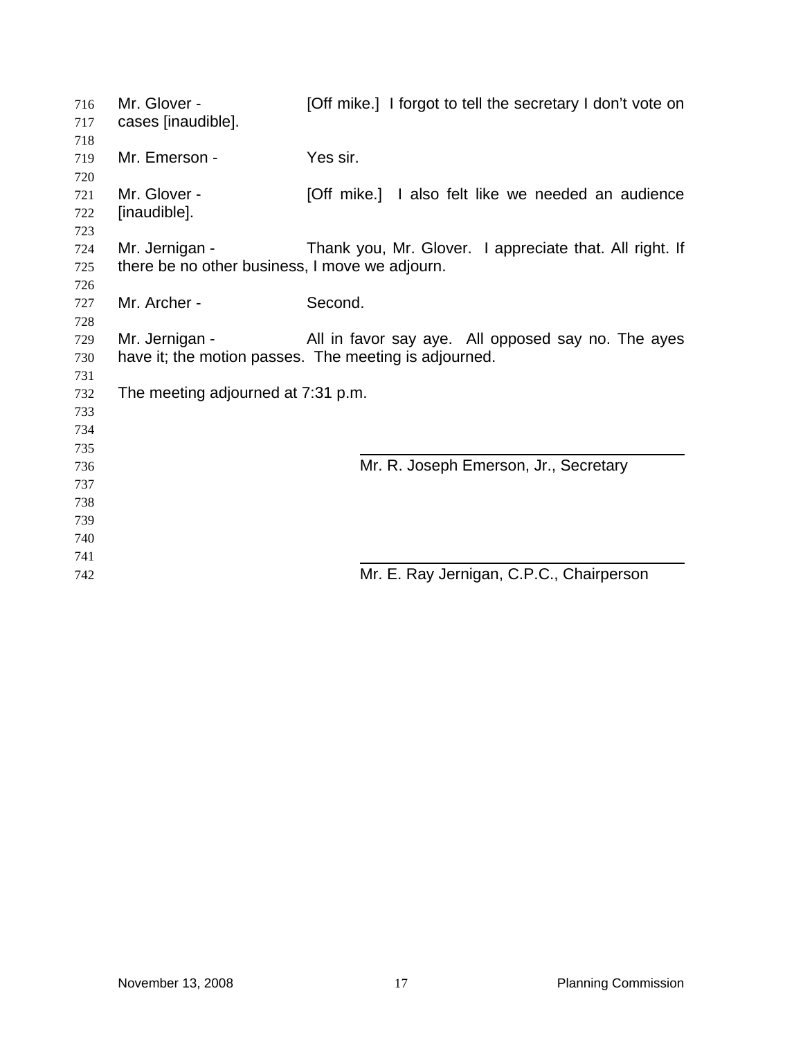Mr. Glover - [Off mike.] I forgot to tell the secretary I don't vote on cases [inaudible].

Mr. Emerson - Yes sir.

Mr. Glover - [Off mike.] I also felt like we needed an audience [inaudible].

Mr. Jernigan - Thank you, Mr. Glover. I appreciate that. All right. If there be no other business, I move we adjourn.

Mr. Archer - Second.

Mr. Jernigan - All in favor say aye. All opposed say no. The ayes have it; the motion passes. The meeting is adjourned.

The meeting adjourned at 7:31 p.m.

\_\_\_\_\_\_\_\_\_\_\_\_\_\_\_\_\_\_\_\_\_\_\_\_\_\_\_\_\_\_\_\_\_\_\_\_
Mr. R. Joseph Emerson, Jr., Secretary

\_\_\_\_\_\_\_\_\_\_\_\_\_\_\_\_\_\_\_\_\_\_\_\_\_\_\_\_\_\_\_\_\_\_\_\_
Mr. E. Ray Jernigan, C.P.C., Chairperson